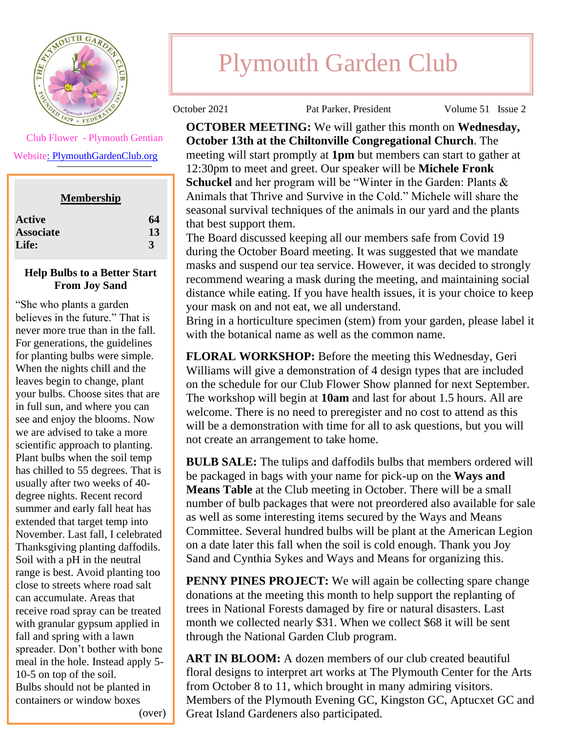# Plymouth Garden Club

October 2021 Pat Parker, President Volume 51 Issue 2

Club Flower - Plymouth Gentian

Website: PlymouthGardenClub.org

| Membership | |
|---|---|
| **Active** | **64** |
| **Associate** | **13** |
| **Life:** | **3** |

### Help Bulbs to a Better Start From Joy Sand

"She who plants a garden believes in the future." That is never more true than in the fall. For generations, the guidelines for planting bulbs were simple. When the nights chill and the leaves begin to change, plant your bulbs. Choose sites that are in full sun, and where you can see and enjoy the blooms. Now we are advised to take a more scientific approach to planting. Plant bulbs when the soil temp has chilled to 55 degrees. That is usually after two weeks of 40-degree nights. Recent record summer and early fall heat has extended that target temp into November. Last fall, I celebrated Thanksgiving planting daffodils. Soil with a pH in the neutral range is best. Avoid planting too close to streets where road salt can accumulate. Areas that receive road spray can be treated with granular gypsum applied in fall and spring with a lawn spreader. Don't bother with bone meal in the hole. Instead apply 5-10-5 on top of the soil.
Bulbs should not be planted in containers or window boxes

(over)

**OCTOBER MEETING:** We will gather this month on **Wednesday, October 13th at the Chiltonville Congregational Church**. The meeting will start promptly at **1pm** but members can start to gather at 12:30pm to meet and greet. Our speaker will be **Michele Fronk Schuckel** and her program will be "Winter in the Garden: Plants & Animals that Thrive and Survive in the Cold." Michele will share the seasonal survival techniques of the animals in our yard and the plants that best support them.
The Board discussed keeping all our members safe from Covid 19 during the October Board meeting. It was suggested that we mandate masks and suspend our tea service. However, it was decided to strongly recommend wearing a mask during the meeting, and maintaining social distance while eating. If you have health issues, it is your choice to keep your mask on and not eat, we all understand.
Bring in a horticulture specimen (stem) from your garden, please label it with the botanical name as well as the common name.

**FLORAL WORKSHOP:** Before the meeting this Wednesday, Geri Williams will give a demonstration of 4 design types that are included on the schedule for our Club Flower Show planned for next September. The workshop will begin at **10am** and last for about 1.5 hours. All are welcome. There is no need to preregister and no cost to attend as this will be a demonstration with time for all to ask questions, but you will not create an arrangement to take home.

**BULB SALE:** The tulips and daffodils bulbs that members ordered will be packaged in bags with your name for pick-up on the **Ways and Means Table** at the Club meeting in October. There will be a small number of bulb packages that were not preordered also available for sale as well as some interesting items secured by the Ways and Means Committee. Several hundred bulbs will be plant at the American Legion on a date later this fall when the soil is cold enough. Thank you Joy Sand and Cynthia Sykes and Ways and Means for organizing this.

**PENNY PINES PROJECT:** We will again be collecting spare change donations at the meeting this month to help support the replanting of trees in National Forests damaged by fire or natural disasters. Last month we collected nearly $31. When we collect $68 it will be sent through the National Garden Club program.

**ART IN BLOOM:** A dozen members of our club created beautiful floral designs to interpret art works at The Plymouth Center for the Arts from October 8 to 11, which brought in many admiring visitors. Members of the Plymouth Evening GC, Kingston GC, Aptucxet GC and Great Island Gardeners also participated.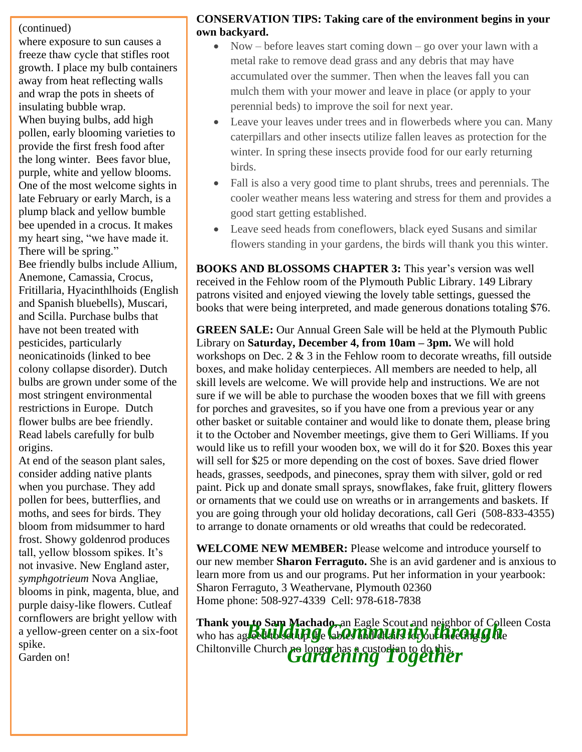(continued)

where exposure to sun causes a freeze thaw cycle that stifles root growth. I place my bulb containers away from heat reflecting walls and wrap the pots in sheets of insulating bubble wrap.

When buying bulbs, add high pollen, early blooming varieties to provide the first fresh food after the long winter. Bees favor blue, purple, white and yellow blooms. One of the most welcome sights in late February or early March, is a plump black and yellow bumble bee upended in a crocus. It makes my heart sing, “we have made it. There will be spring.”

Bee friendly bulbs include Allium, Anemone, Camassia, Crocus, Fritillaria, Hyacinthlhoids (English and Spanish bluebells), Muscari, and Scilla. Purchase bulbs that have not been treated with pesticides, particularly neonicatinoids (linked to bee colony collapse disorder). Dutch bulbs are grown under some of the most stringent environmental restrictions in Europe. Dutch flower bulbs are bee friendly. Read labels carefully for bulb origins.

At end of the season plant sales, consider adding native plants when you purchase. They add pollen for bees, butterflies, and moths, and sees for birds. They bloom from midsummer to hard frost. Showy goldenrod produces tall, yellow blossom spikes. It’s not invasive. New England aster, *symphgotrieum* Nova Angliae, blooms in pink, magenta, blue, and purple daisy-like flowers. Cutleaf cornflowers are bright yellow with a yellow-green center on a six-foot spike.

Garden on!

**CONSERVATION TIPS: Taking care of the environment begins in your own backyard.**

- Now – before leaves start coming down – go over your lawn with a metal rake to remove dead grass and any debris that may have accumulated over the summer. Then when the leaves fall you can mulch them with your mower and leave in place (or apply to your perennial beds) to improve the soil for next year.
- Leave your leaves under trees and in flowerbeds where you can. Many caterpillars and other insects utilize fallen leaves as protection for the winter. In spring these insects provide food for our early returning birds.
- Fall is also a very good time to plant shrubs, trees and perennials. The cooler weather means less watering and stress for them and provides a good start getting established.
- Leave seed heads from coneflowers, black eyed Susans and similar flowers standing in your gardens, the birds will thank you this winter.

**BOOKS AND BLOSSOMS CHAPTER 3:** This year’s version was well received in the Fehlow room of the Plymouth Public Library. 149 Library patrons visited and enjoyed viewing the lovely table settings, guessed the books that were being interpreted, and made generous donations totaling $76.

**GREEN SALE:** Our Annual Green Sale will be held at the Plymouth Public Library on **Saturday, December 4, from 10am – 3pm.** We will hold workshops on Dec. 2 & 3 in the Fehlow room to decorate wreaths, fill outside boxes, and make holiday centerpieces. All members are needed to help, all skill levels are welcome. We will provide help and instructions. We are not sure if we will be able to purchase the wooden boxes that we fill with greens for porches and gravesites, so if you have one from a previous year or any other basket or suitable container and would like to donate them, please bring it to the October and November meetings, give them to Geri Williams. If you would like us to refill your wooden box, we will do it for $20. Boxes this year will sell for $25 or more depending on the cost of boxes. Save dried flower heads, grasses, seedpods, and pinecones, spray them with silver, gold or red paint. Pick up and donate small sprays, snowflakes, fake fruit, glittery flowers or ornaments that we could use on wreaths or in arrangements and baskets. If you are going through your old holiday decorations, call Geri (508-833-4355) to arrange to donate ornaments or old wreaths that could be redecorated.

**WELCOME NEW MEMBER:** Please welcome and introduce yourself to our new member **Sharon Ferraguto.** She is an avid gardener and is anxious to learn more from us and our programs. Put her information in your yearbook:
Sharon Ferraguto, 3 Weathervane, Plymouth 02360
Home phone: 508-927-4339 Cell: 978-618-7838

**Thank you to Sam Machado**, an Eagle Scout and neighbor of Colleen Costa who has agreed to set up the tables and chairs for our meetings. The Chiltonville Church no longer has a custodian to do this.

***Building Community through Gardening Together***